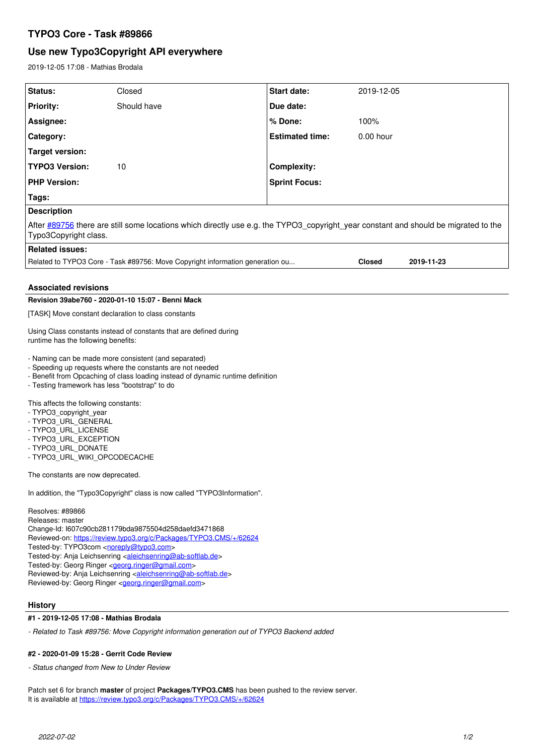# TYPO3 Core - Task #89866

## Use new Typo3Copyright API everywhere

2019-12-05 17:08 - Mathias Brodala

| Status: | Closed | Start date: | 2019-12-05 |
|---|---|---|---|
| Priority: | Should have | Due date: | |
| Assignee: | | % Done: | 100% |
| Category: | | Estimated time: | 0.00 hour |
| Target version: | | | |
| TYPO3 Version: | 10 | Complexity: | |
| PHP Version: | | Sprint Focus: | |
| Tags: | | | |

**Description**

After #89756 there are still some locations which directly use e.g. the TYPO3_copyright_year constant and should be migrated to the Typo3Copyright class.

**Related issues:**

| Related to TYPO3 Core - Task #89756: Move Copyright information generation ou... | Closed | 2019-11-23 |
|---|---|---|

### Associated revisions

**Revision 39abe760 - 2020-01-10 15:07 - Benni Mack**

[TASK] Move constant declaration to class constants

Using Class constants instead of constants that are defined during runtime has the following benefits:

- Naming can be made more consistent (and separated)
- Speeding up requests where the constants are not needed
- Benefit from Opcaching of class loading instead of dynamic runtime definition
- Testing framework has less "bootstrap" to do

This affects the following constants:
- TYPO3_copyright_year
- TYPO3_URL_GENERAL
- TYPO3_URL_LICENSE
- TYPO3_URL_EXCEPTION
- TYPO3_URL_DONATE
- TYPO3_URL_WIKI_OPCODECACHE

The constants are now deprecated.

In addition, the "Typo3Copyright" class is now called "TYPO3Information".

Resolves: #89866
Releases: master
Change-Id: I607c90cb281179bda9875504d258daefd3471868
Reviewed-on: https://review.typo3.org/c/Packages/TYPO3.CMS/+/62624
Tested-by: TYPO3com <noreply@typo3.com>
Tested-by: Anja Leichsenring <aleichsenring@ab-softlab.de>
Tested-by: Georg Ringer <georg.ringer@gmail.com>
Reviewed-by: Anja Leichsenring <aleichsenring@ab-softlab.de>
Reviewed-by: Georg Ringer <georg.ringer@gmail.com>

### History

**#1 - 2019-12-05 17:08 - Mathias Brodala**

*- Related to Task #89756: Move Copyright information generation out of TYPO3 Backend added*

**#2 - 2020-01-09 15:28 - Gerrit Code Review**

*- Status changed from New to Under Review*

Patch set 6 for branch **master** of project **Packages/TYPO3.CMS** has been pushed to the review server.
It is available at https://review.typo3.org/c/Packages/TYPO3.CMS/+/62624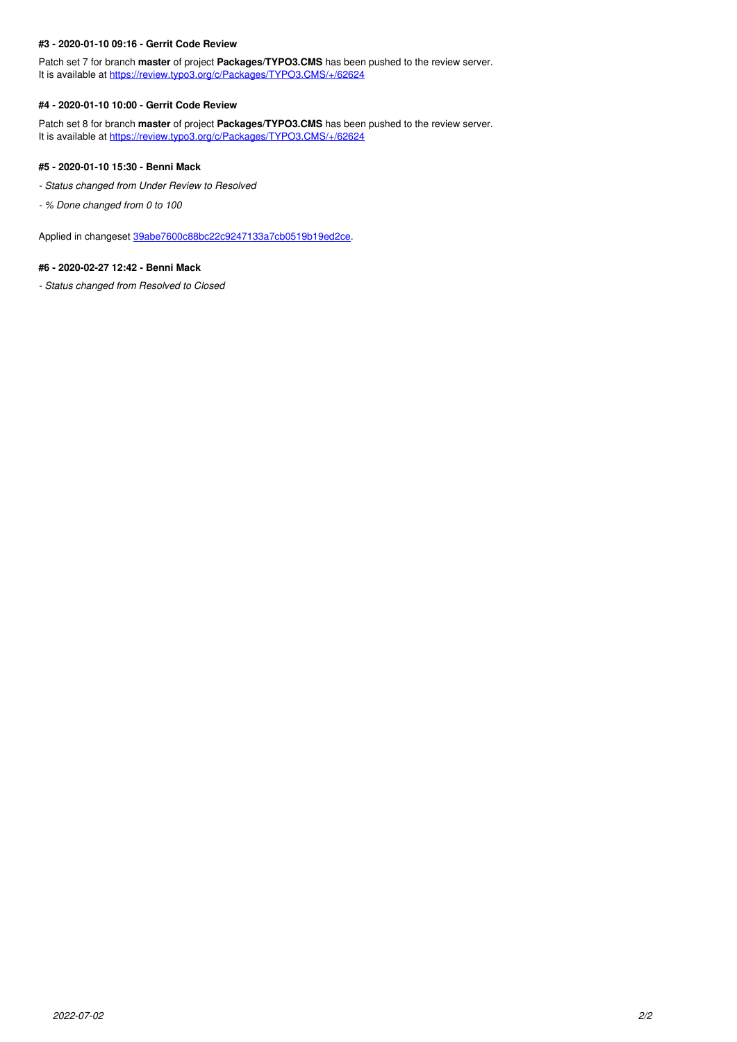#### #3 - 2020-01-10 09:16 - Gerrit Code Review

Patch set 7 for branch **master** of project **Packages/TYPO3.CMS** has been pushed to the review server.
It is available at https://review.typo3.org/c/Packages/TYPO3.CMS/+/62624

#### #4 - 2020-01-10 10:00 - Gerrit Code Review

Patch set 8 for branch **master** of project **Packages/TYPO3.CMS** has been pushed to the review server.
It is available at https://review.typo3.org/c/Packages/TYPO3.CMS/+/62624

#### #5 - 2020-01-10 15:30 - Benni Mack

*- Status changed from Under Review to Resolved*

*- % Done changed from 0 to 100*

Applied in changeset 39abe7600c88bc22c9247133a7cb0519b19ed2ce.

#### #6 - 2020-02-27 12:42 - Benni Mack

*- Status changed from Resolved to Closed*